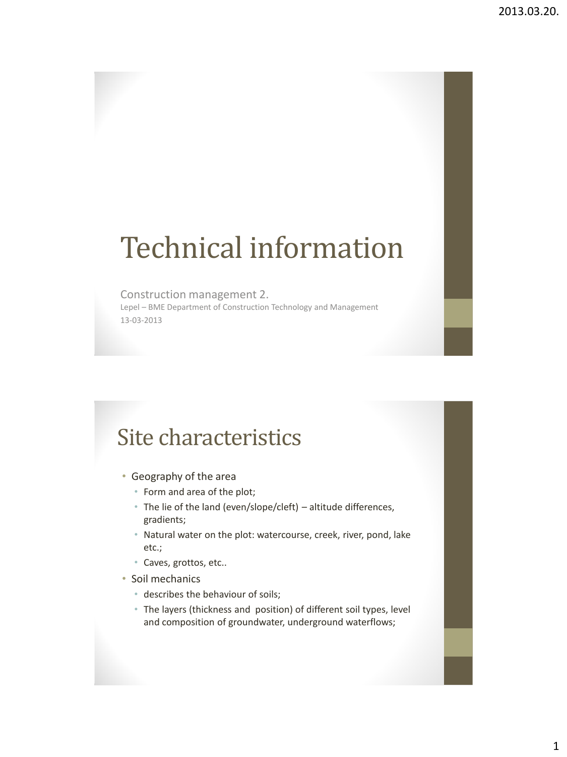# Technical information

Construction management 2.

Lepel – BME Department of Construction Technology and Management

13-03-2013

## Site characteristics

- Geography of the area
  - Form and area of the plot;
  - The lie of the land (even/slope/cleft) – altitude differences, gradients;
  - Natural water on the plot: watercourse, creek, river, pond, lake etc.;
  - Caves, grottos, etc..
- Soil mechanics
  - describes the behaviour of soils;
  - The layers (thickness and position) of different soil types, level and composition of groundwater, underground waterflows;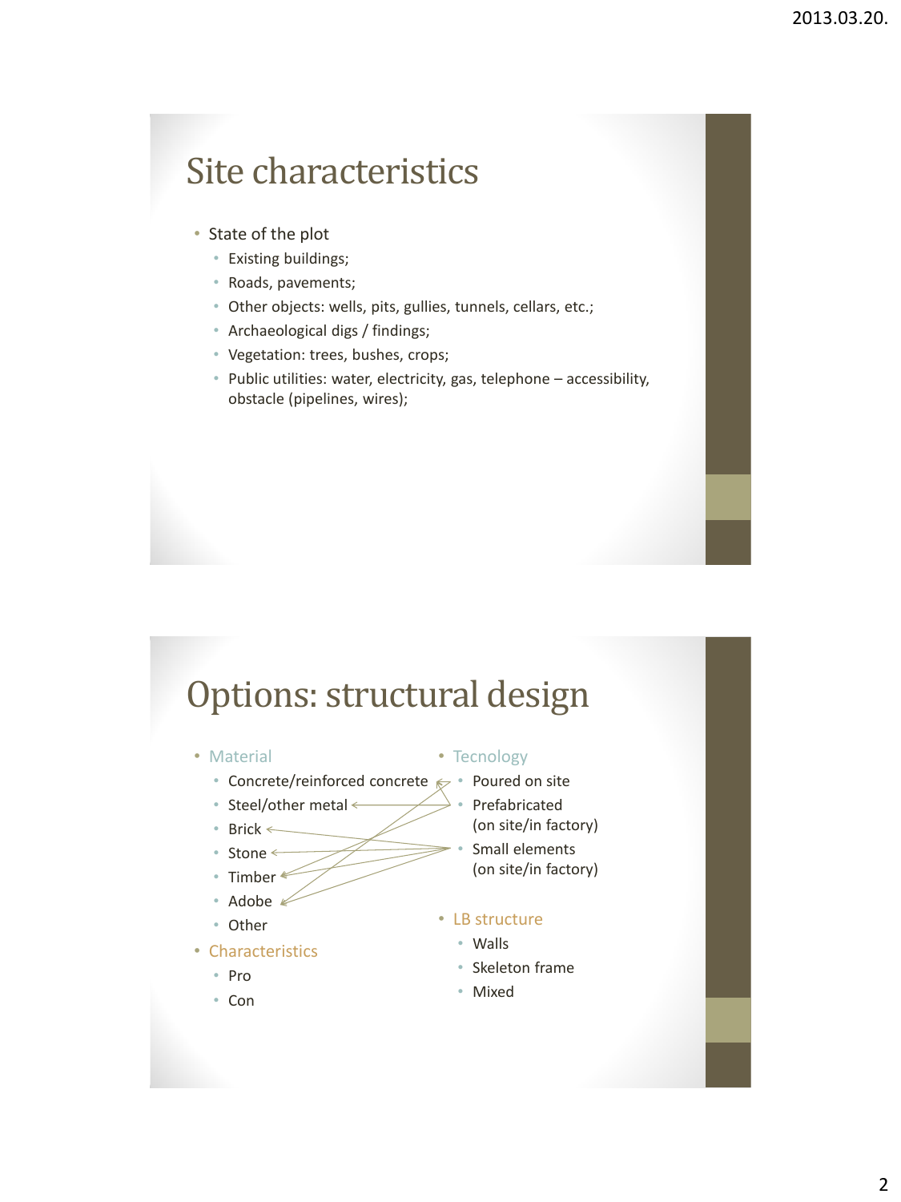# Site characteristics

- State of the plot
  - Existing buildings;
  - Roads, pavements;
  - Other objects: wells, pits, gullies, tunnels, cellars, etc.;
  - Archaeological digs / findings;
  - Vegetation: trees, bushes, crops;
  - Public utilities: water, electricity, gas, telephone – accessibility, obstacle (pipelines, wires);

# Options: structural design

- Material
  - Concrete/reinforced concrete
  - Steel/other metal
  - Brick
  - Stone
  - Timber
  - Adobe
  - Other
- Characteristics
  - Pro
  - Con
- Tecnology
  - Poured on site
  - Prefabricated (on site/in factory)
  - Small elements (on site/in factory)
- LB structure
  - Walls
  - Skeleton frame
  - Mixed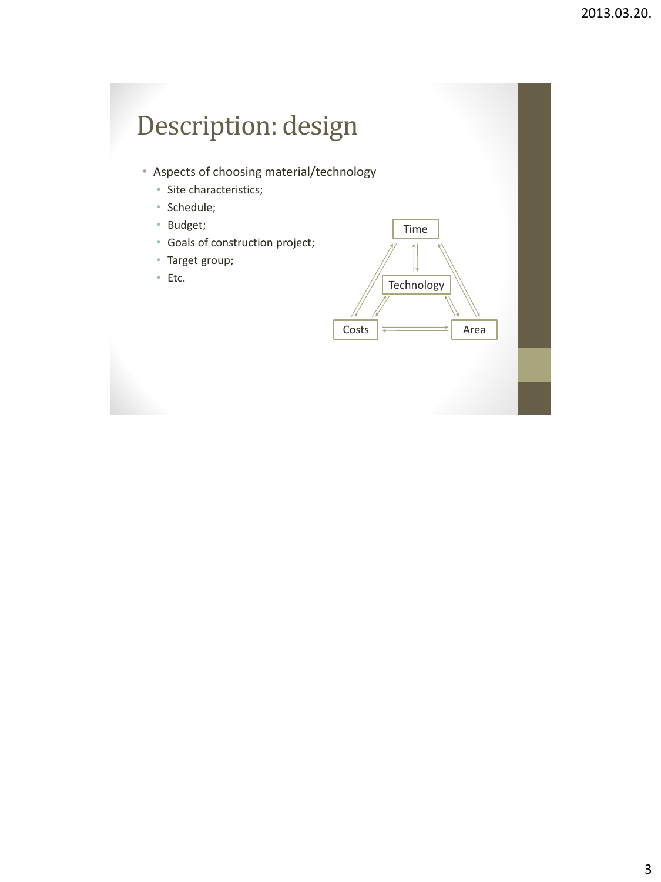# Description: design

- Aspects of choosing material/technology
  - Site characteristics;
  - Schedule;
  - Budget;
  - Goals of construction project;
  - Target group;
  - Etc.

Time

Technology

Costs

Area